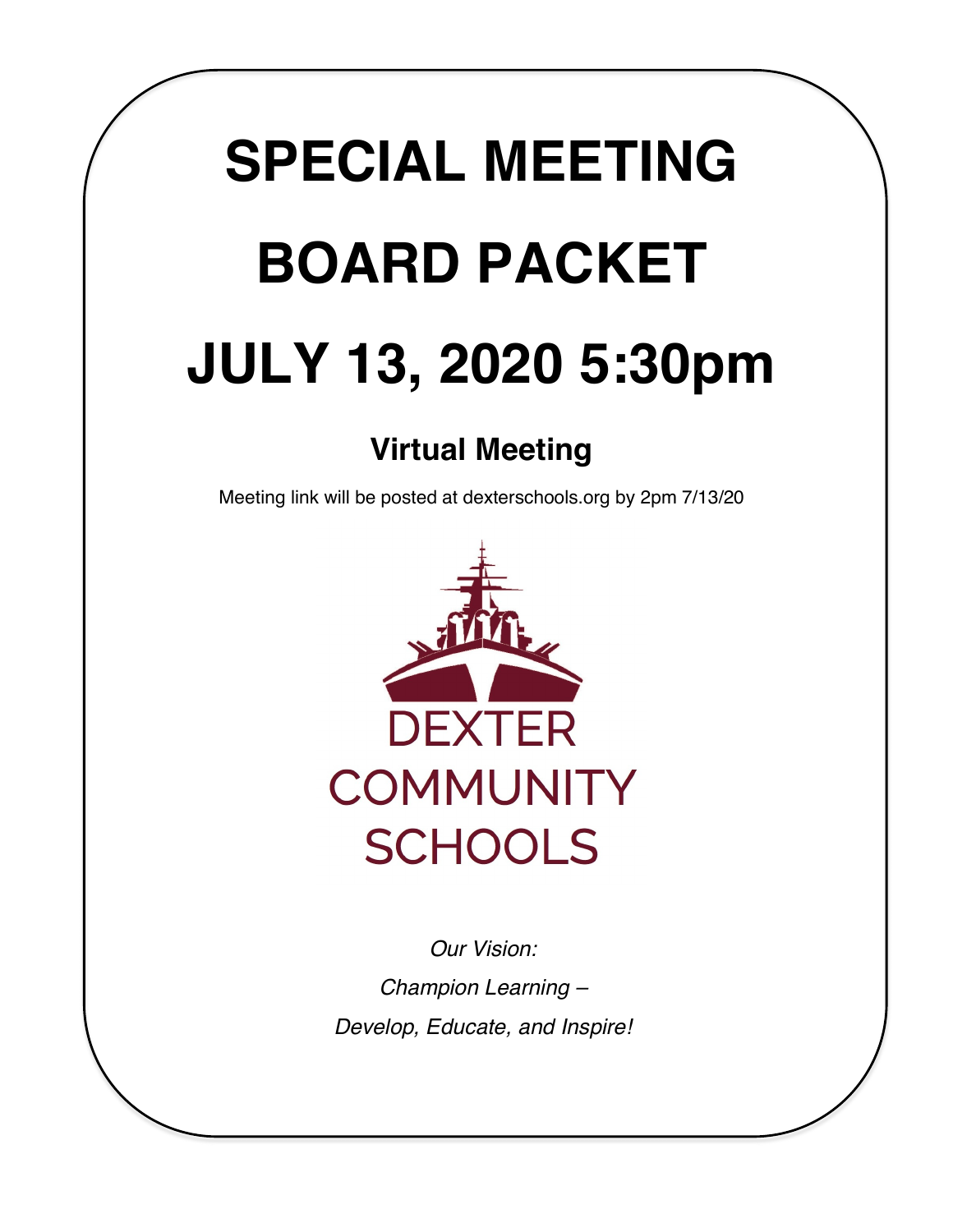# SPECIAL MEETING

# BOARD PACKET

# JULY 13, 2020 5:30pm

## Virtual Meeting

Meeting link will be posted at dexterschools.org by 2pm 7/13/20

DEXTER
COMMUNITY
SCHOOLS

*Our Vision:*

*Champion Learning –*

*Develop, Educate, and Inspire!*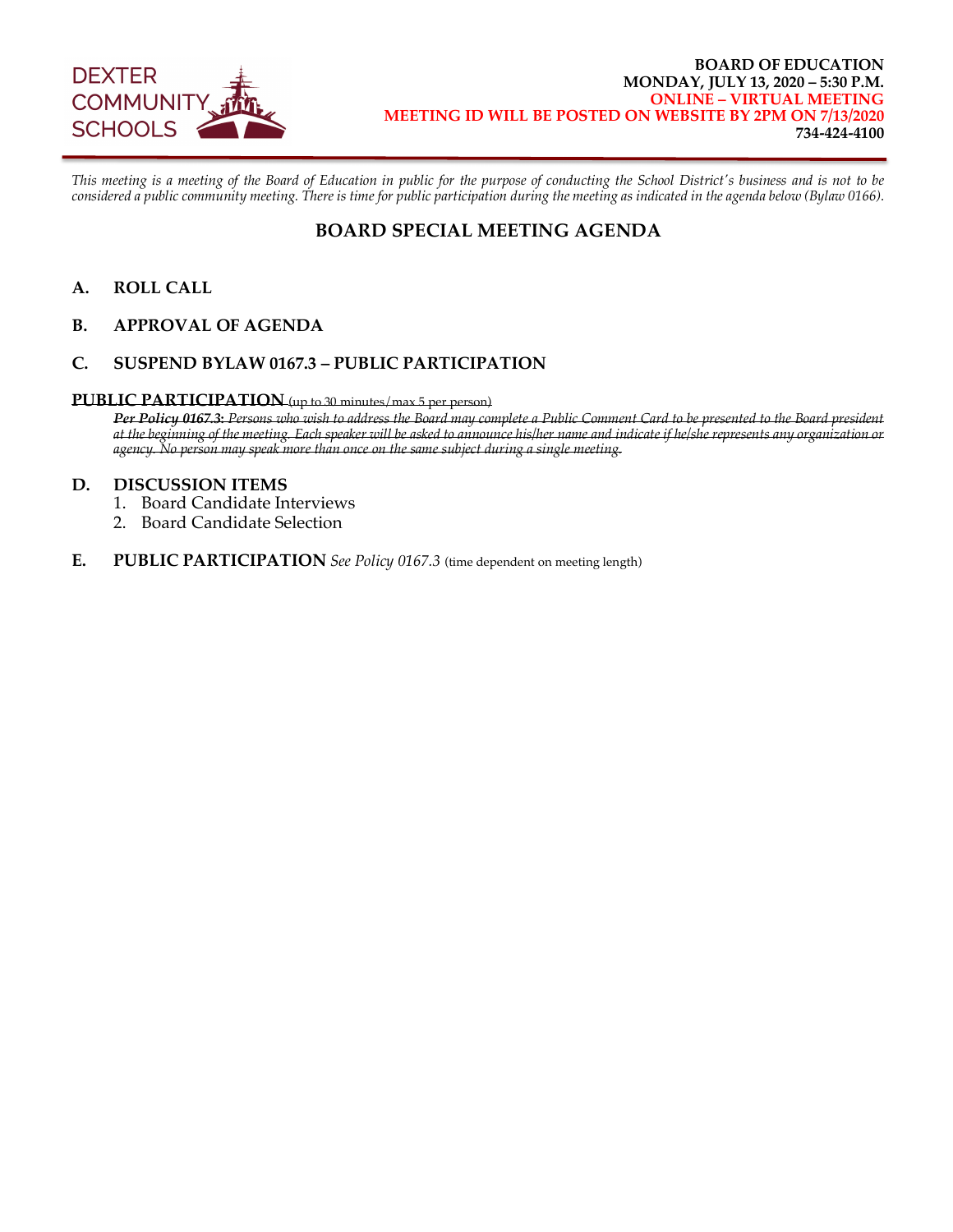DEXTER COMMUNITY SCHOOLS

**BOARD OF EDUCATION**
**MONDAY, JULY 13, 2020 – 5:30 P.M.**
**ONLINE – VIRTUAL MEETING**
**MEETING ID WILL BE POSTED ON WEBSITE BY 2PM ON 7/13/2020**
**734-424-4100**

*This meeting is a meeting of the Board of Education in public for the purpose of conducting the School District's business and is not to be considered a public community meeting. There is time for public participation during the meeting as indicated in the agenda below (Bylaw 0166).*

## BOARD SPECIAL MEETING AGENDA

**A. ROLL CALL**

**B. APPROVAL OF AGENDA**

**C. SUSPEND BYLAW 0167.3 – PUBLIC PARTICIPATION**

~~**PUBLIC PARTICIPATION** (up to 30 minutes/max 5 per person)~~

~~***Per Policy 0167.3:*** *Persons who wish to address the Board may complete a Public Comment Card to be presented to the Board president at the beginning of the meeting. Each speaker will be asked to announce his/her name and indicate if he/she represents any organization or agency. No person may speak more than once on the same subject during a single meeting.*~~

**D. DISCUSSION ITEMS**

1. Board Candidate Interviews
2. Board Candidate Selection

**E. PUBLIC PARTICIPATION** *See Policy 0167.3* (time dependent on meeting length)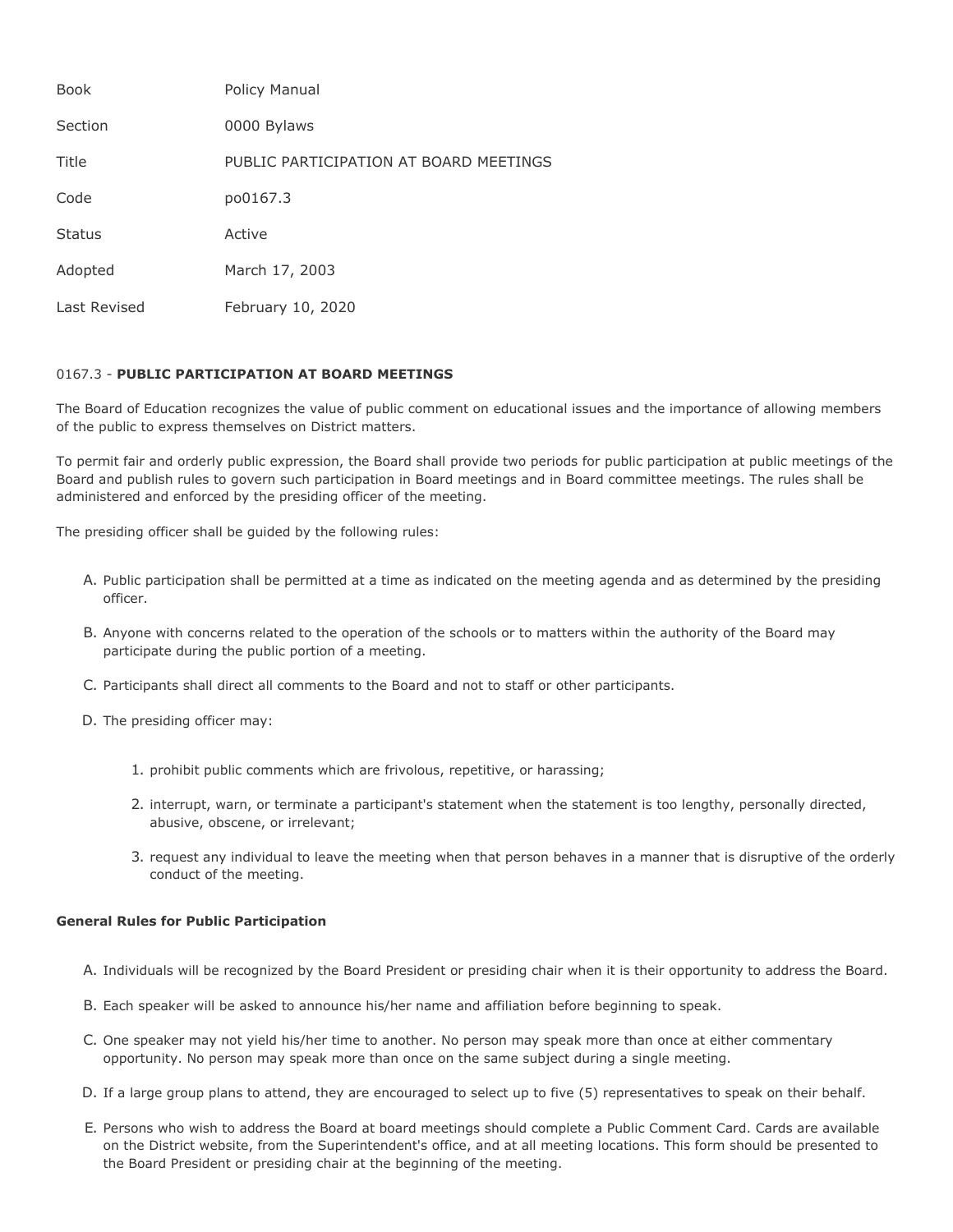| Book | Policy Manual |
| --- | --- |
| Section | 0000 Bylaws |
| Title | PUBLIC PARTICIPATION AT BOARD MEETINGS |
| Code | po0167.3 |
| Status | Active |
| Adopted | March 17, 2003 |
| Last Revised | February 10, 2020 |

## 0167.3 - **PUBLIC PARTICIPATION AT BOARD MEETINGS**

The Board of Education recognizes the value of public comment on educational issues and the importance of allowing members of the public to express themselves on District matters.

To permit fair and orderly public expression, the Board shall provide two periods for public participation at public meetings of the Board and publish rules to govern such participation in Board meetings and in Board committee meetings. The rules shall be administered and enforced by the presiding officer of the meeting.

The presiding officer shall be guided by the following rules:

A. Public participation shall be permitted at a time as indicated on the meeting agenda and as determined by the presiding officer.

B. Anyone with concerns related to the operation of the schools or to matters within the authority of the Board may participate during the public portion of a meeting.

C. Participants shall direct all comments to the Board and not to staff or other participants.

D. The presiding officer may:

   1. prohibit public comments which are frivolous, repetitive, or harassing;

   2. interrupt, warn, or terminate a participant's statement when the statement is too lengthy, personally directed, abusive, obscene, or irrelevant;

   3. request any individual to leave the meeting when that person behaves in a manner that is disruptive of the orderly conduct of the meeting.

### General Rules for Public Participation

A. Individuals will be recognized by the Board President or presiding chair when it is their opportunity to address the Board.

B. Each speaker will be asked to announce his/her name and affiliation before beginning to speak.

C. One speaker may not yield his/her time to another. No person may speak more than once at either commentary opportunity. No person may speak more than once on the same subject during a single meeting.

D. If a large group plans to attend, they are encouraged to select up to five (5) representatives to speak on their behalf.

E. Persons who wish to address the Board at board meetings should complete a Public Comment Card. Cards are available on the District website, from the Superintendent's office, and at all meeting locations. This form should be presented to the Board President or presiding chair at the beginning of the meeting.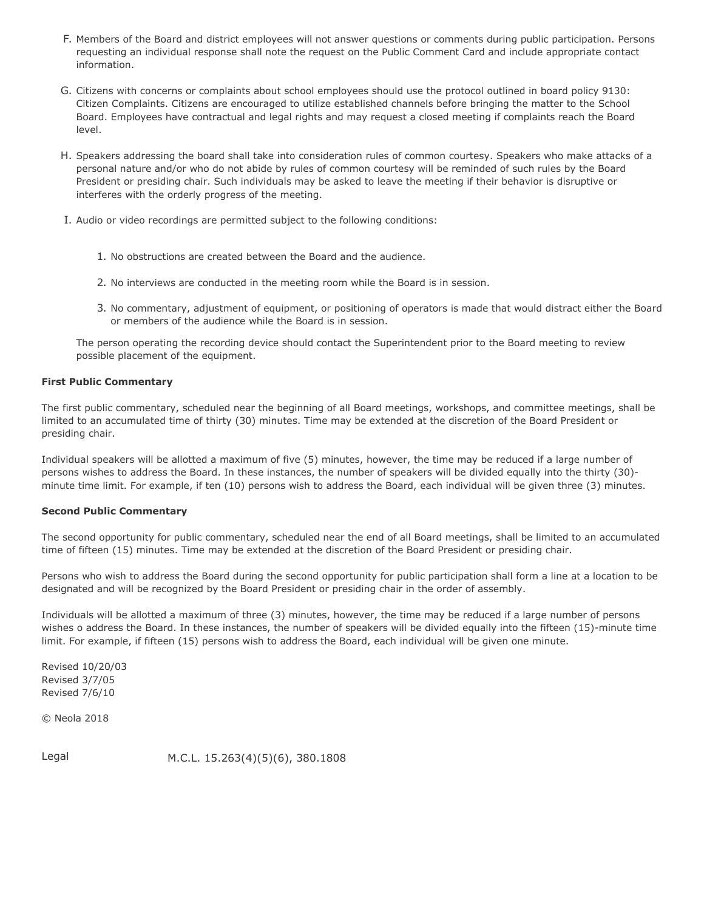F. Members of the Board and district employees will not answer questions or comments during public participation. Persons requesting an individual response shall note the request on the Public Comment Card and include appropriate contact information.

G. Citizens with concerns or complaints about school employees should use the protocol outlined in board policy 9130: Citizen Complaints. Citizens are encouraged to utilize established channels before bringing the matter to the School Board. Employees have contractual and legal rights and may request a closed meeting if complaints reach the Board level.

H. Speakers addressing the board shall take into consideration rules of common courtesy. Speakers who make attacks of a personal nature and/or who do not abide by rules of common courtesy will be reminded of such rules by the Board President or presiding chair. Such individuals may be asked to leave the meeting if their behavior is disruptive or interferes with the orderly progress of the meeting.

I. Audio or video recordings are permitted subject to the following conditions:

1. No obstructions are created between the Board and the audience.
2. No interviews are conducted in the meeting room while the Board is in session.
3. No commentary, adjustment of equipment, or positioning of operators is made that would distract either the Board or members of the audience while the Board is in session.

The person operating the recording device should contact the Superintendent prior to the Board meeting to review possible placement of the equipment.

**First Public Commentary**

The first public commentary, scheduled near the beginning of all Board meetings, workshops, and committee meetings, shall be limited to an accumulated time of thirty (30) minutes. Time may be extended at the discretion of the Board President or presiding chair.

Individual speakers will be allotted a maximum of five (5) minutes, however, the time may be reduced if a large number of persons wishes to address the Board. In these instances, the number of speakers will be divided equally into the thirty (30)-minute time limit. For example, if ten (10) persons wish to address the Board, each individual will be given three (3) minutes.

**Second Public Commentary**

The second opportunity for public commentary, scheduled near the end of all Board meetings, shall be limited to an accumulated time of fifteen (15) minutes. Time may be extended at the discretion of the Board President or presiding chair.

Persons who wish to address the Board during the second opportunity for public participation shall form a line at a location to be designated and will be recognized by the Board President or presiding chair in the order of assembly.

Individuals will be allotted a maximum of three (3) minutes, however, the time may be reduced if a large number of persons wishes o address the Board. In these instances, the number of speakers will be divided equally into the fifteen (15)-minute time limit. For example, if fifteen (15) persons wish to address the Board, each individual will be given one minute.

Revised 10/20/03
Revised 3/7/05
Revised 7/6/10

© Neola 2018

Legal M.C.L. 15.263(4)(5)(6), 380.1808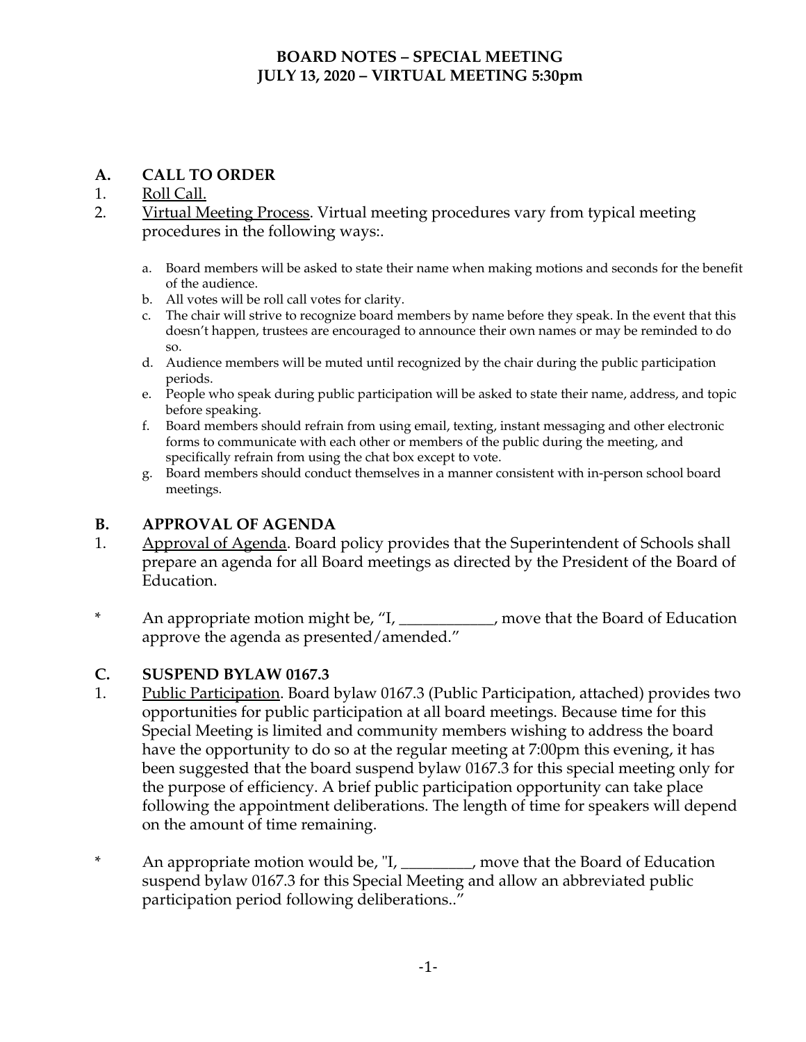**BOARD NOTES – SPECIAL MEETING**
**JULY 13, 2020 – VIRTUAL MEETING 5:30pm**

## A. CALL TO ORDER

1. Roll Call.
2. Virtual Meeting Process. Virtual meeting procedures vary from typical meeting procedures in the following ways:.

   a. Board members will be asked to state their name when making motions and seconds for the benefit of the audience.
   b. All votes will be roll call votes for clarity.
   c. The chair will strive to recognize board members by name before they speak. In the event that this doesn't happen, trustees are encouraged to announce their own names or may be reminded to do so.
   d. Audience members will be muted until recognized by the chair during the public participation periods.
   e. People who speak during public participation will be asked to state their name, address, and topic before speaking.
   f. Board members should refrain from using email, texting, instant messaging and other electronic forms to communicate with each other or members of the public during the meeting, and specifically refrain from using the chat box except to vote.
   g. Board members should conduct themselves in a manner consistent with in-person school board meetings.

## B. APPROVAL OF AGENDA

1. Approval of Agenda. Board policy provides that the Superintendent of Schools shall prepare an agenda for all Board meetings as directed by the President of the Board of Education.

\* An appropriate motion might be, "I, ____________, move that the Board of Education approve the agenda as presented/amended."

## C. SUSPEND BYLAW 0167.3

1. Public Participation. Board bylaw 0167.3 (Public Participation, attached) provides two opportunities for public participation at all board meetings. Because time for this Special Meeting is limited and community members wishing to address the board have the opportunity to do so at the regular meeting at 7:00pm this evening, it has been suggested that the board suspend bylaw 0167.3 for this special meeting only for the purpose of efficiency. A brief public participation opportunity can take place following the appointment deliberations. The length of time for speakers will depend on the amount of time remaining.

\* An appropriate motion would be, "I, _________, move that the Board of Education suspend bylaw 0167.3 for this Special Meeting and allow an abbreviated public participation period following deliberations.."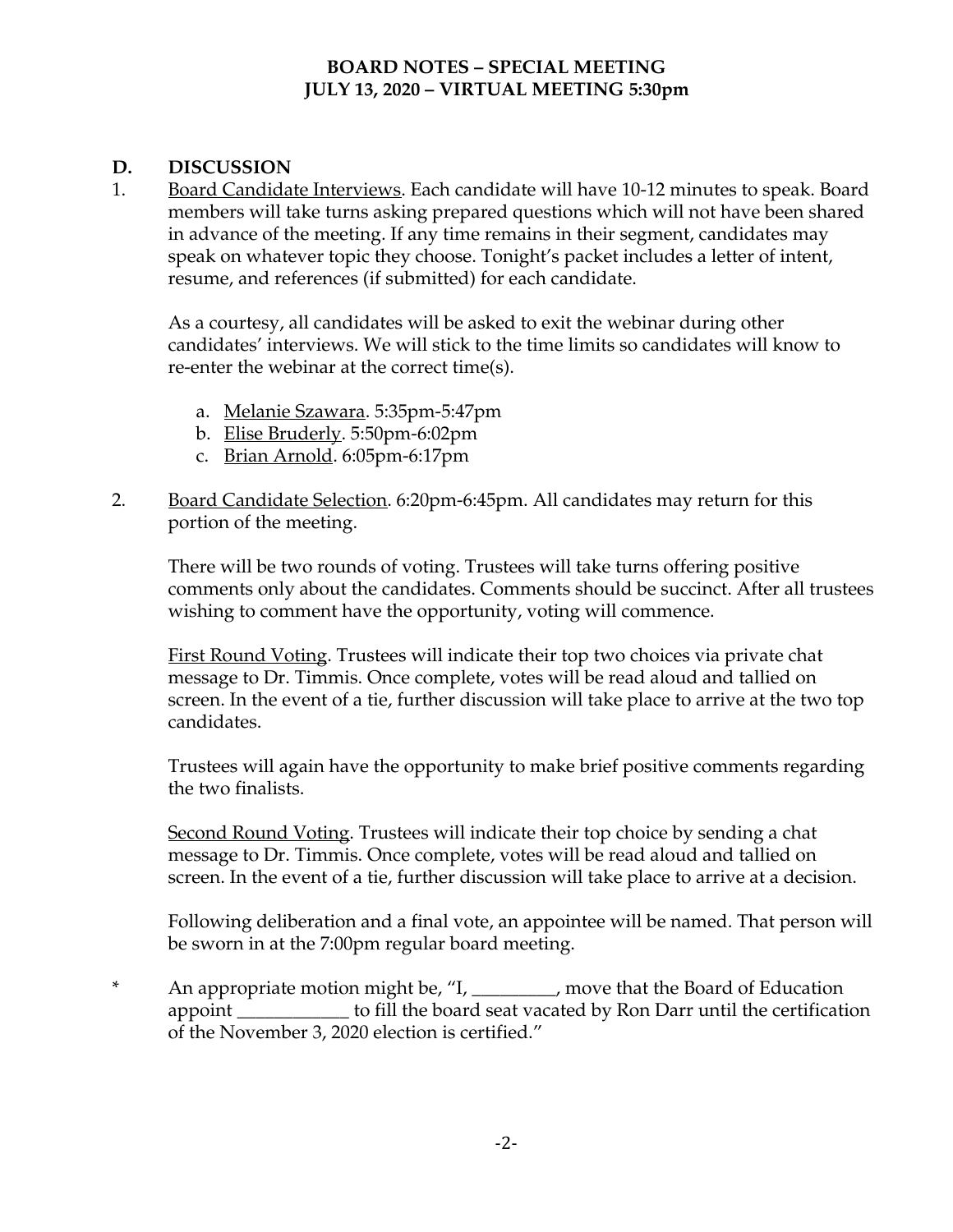**BOARD NOTES – SPECIAL MEETING**
**JULY 13, 2020 – VIRTUAL MEETING 5:30pm**

## D. DISCUSSION

1. Board Candidate Interviews. Each candidate will have 10-12 minutes to speak. Board members will take turns asking prepared questions which will not have been shared in advance of the meeting. If any time remains in their segment, candidates may speak on whatever topic they choose. Tonight's packet includes a letter of intent, resume, and references (if submitted) for each candidate.

   As a courtesy, all candidates will be asked to exit the webinar during other candidates' interviews. We will stick to the time limits so candidates will know to re-enter the webinar at the correct time(s).

   a. Melanie Szawara. 5:35pm-5:47pm
   b. Elise Bruderly. 5:50pm-6:02pm
   c. Brian Arnold. 6:05pm-6:17pm

2. Board Candidate Selection. 6:20pm-6:45pm. All candidates may return for this portion of the meeting.

   There will be two rounds of voting. Trustees will take turns offering positive comments only about the candidates. Comments should be succinct. After all trustees wishing to comment have the opportunity, voting will commence.

   First Round Voting. Trustees will indicate their top two choices via private chat message to Dr. Timmis. Once complete, votes will be read aloud and tallied on screen. In the event of a tie, further discussion will take place to arrive at the two top candidates.

   Trustees will again have the opportunity to make brief positive comments regarding the two finalists.

   Second Round Voting. Trustees will indicate their top choice by sending a chat message to Dr. Timmis. Once complete, votes will be read aloud and tallied on screen. In the event of a tie, further discussion will take place to arrive at a decision.

   Following deliberation and a final vote, an appointee will be named. That person will be sworn in at the 7:00pm regular board meeting.

\* An appropriate motion might be, "I, _________, move that the Board of Education appoint ____________ to fill the board seat vacated by Ron Darr until the certification of the November 3, 2020 election is certified."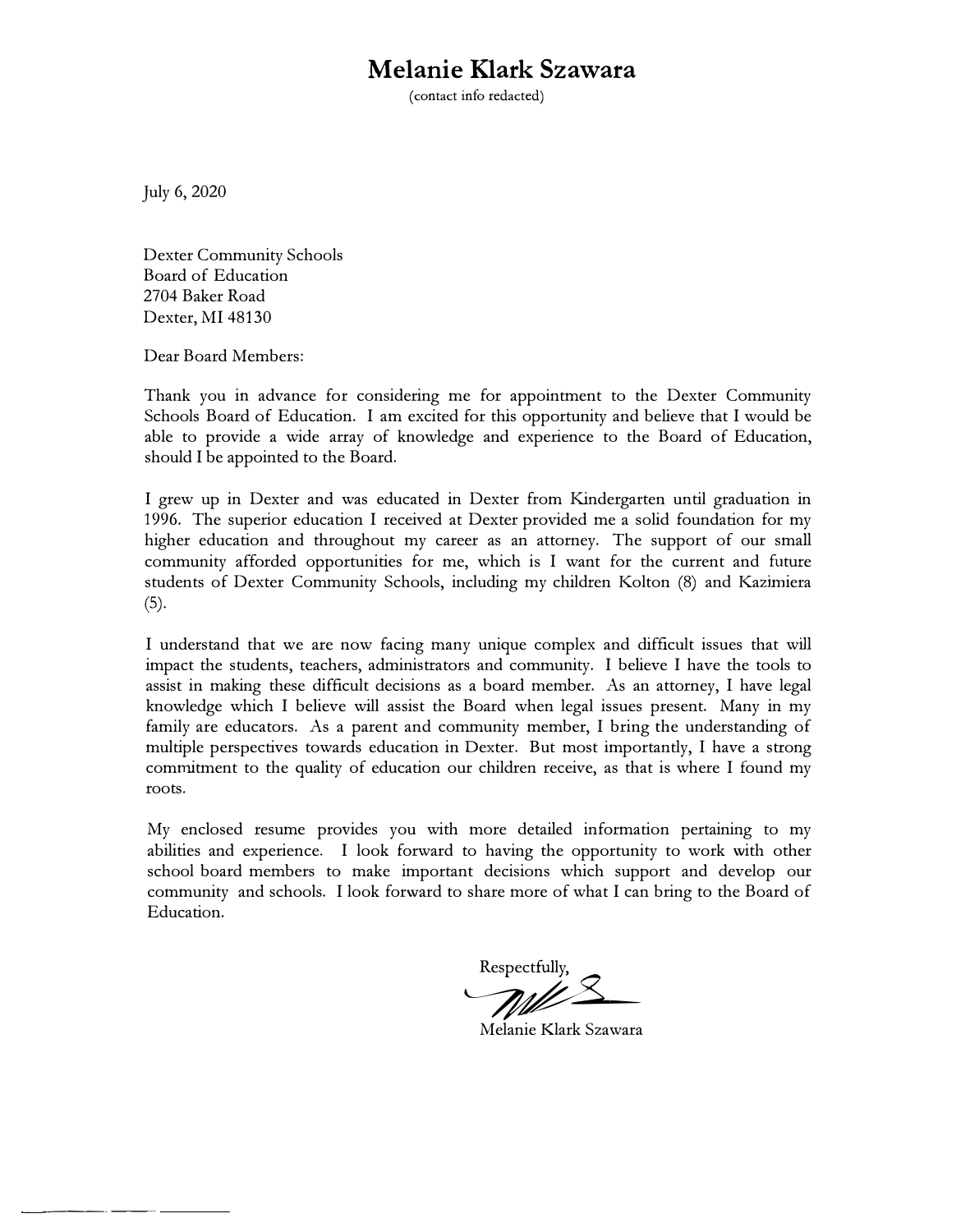# Melanie Klark Szawara

(contact info redacted)

July 6, 2020

Dexter Community Schools
Board of Education
2704 Baker Road
Dexter, MI 48130

Dear Board Members:

Thank you in advance for considering me for appointment to the Dexter Community Schools Board of Education. I am excited for this opportunity and believe that I would be able to provide a wide array of knowledge and experience to the Board of Education, should I be appointed to the Board.

I grew up in Dexter and was educated in Dexter from Kindergarten until graduation in 1996. The superior education I received at Dexter provided me a solid foundation for my higher education and throughout my career as an attorney. The support of our small community afforded opportunities for me, which is I want for the current and future students of Dexter Community Schools, including my children Kolton (8) and Kazimiera (5).

I understand that we are now facing many unique complex and difficult issues that will impact the students, teachers, administrators and community. I believe I have the tools to assist in making these difficult decisions as a board member. As an attorney, I have legal knowledge which I believe will assist the Board when legal issues present. Many in my family are educators. As a parent and community member, I bring the understanding of multiple perspectives towards education in Dexter. But most importantly, I have a strong commitment to the quality of education our children receive, as that is where I found my roots.

My enclosed resume provides you with more detailed information pertaining to my abilities and experience. I look forward to having the opportunity to work with other school board members to make important decisions which support and develop our community and schools. I look forward to share more of what I can bring to the Board of Education.

Respectfully,

Melanie Klark Szawara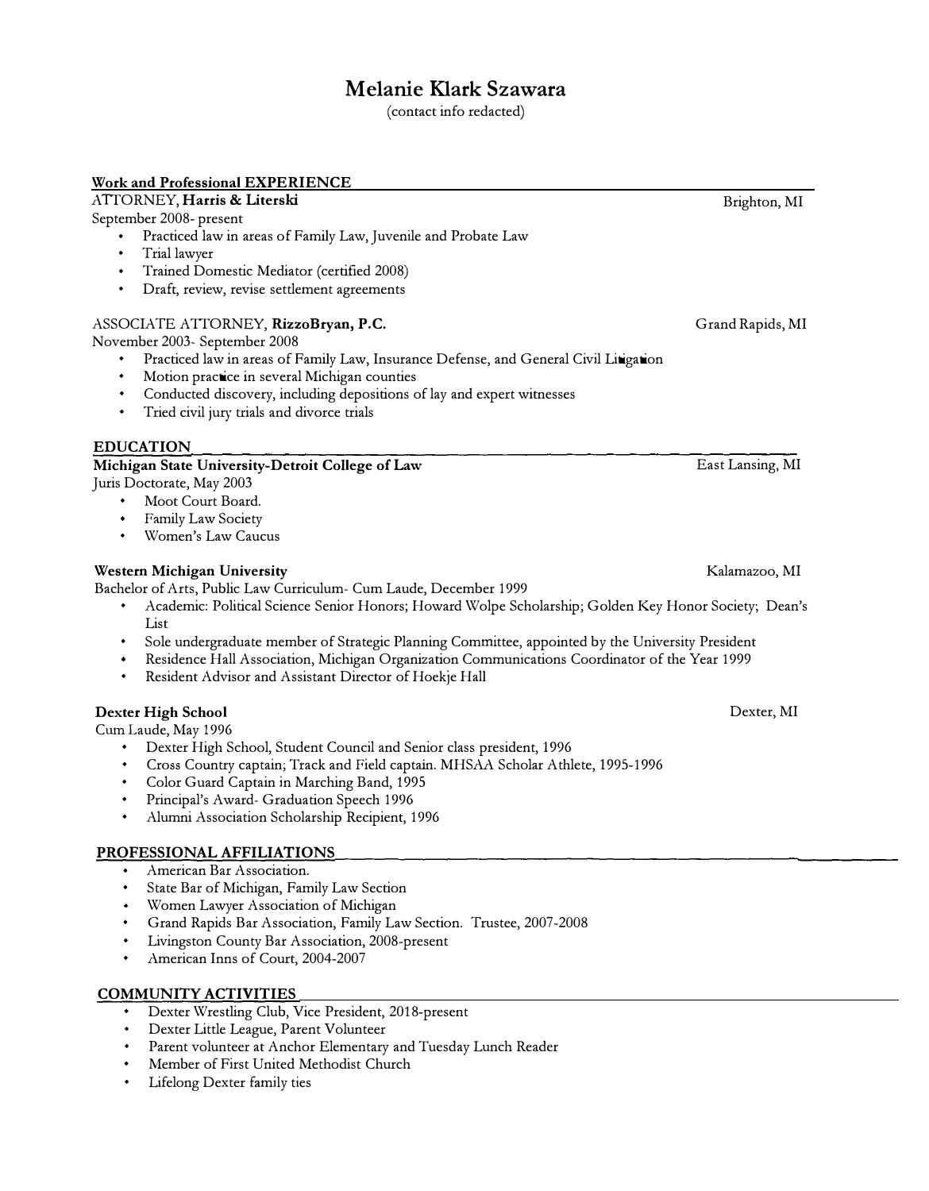# Melanie Klark Szawara

(contact info redacted)

## Work and Professional EXPERIENCE

ATTORNEY, **Harris & Literski** — Brighton, MI

September 2008- present

- Practiced law in areas of Family Law, Juvenile and Probate Law
- Trial lawyer
- Trained Domestic Mediator (certified 2008)
- Draft, review, revise settlement agreements

ASSOCIATE ATTORNEY, **RizzoBryan, P.C.** — Grand Rapids, MI

November 2003- September 2008

- Practiced law in areas of Family Law, Insurance Defense, and General Civil Litigation
- Motion practice in several Michigan counties
- Conducted discovery, including depositions of lay and expert witnesses
- Tried civil jury trials and divorce trials

## EDUCATION

**Michigan State University-Detroit College of Law** — East Lansing, MI

Juris Doctorate, May 2003

- Moot Court Board.
- Family Law Society
- Women's Law Caucus

**Western Michigan University** — Kalamazoo, MI

Bachelor of Arts, Public Law Curriculum- Cum Laude, December 1999

- Academic: Political Science Senior Honors; Howard Wolpe Scholarship; Golden Key Honor Society; Dean's List
- Sole undergraduate member of Strategic Planning Committee, appointed by the University President
- Residence Hall Association, Michigan Organization Communications Coordinator of the Year 1999
- Resident Advisor and Assistant Director of Hoekje Hall

**Dexter High School** — Dexter, MI

Cum Laude, May 1996

- Dexter High School, Student Council and Senior class president, 1996
- Cross Country captain; Track and Field captain. MHSAA Scholar Athlete, 1995-1996
- Color Guard Captain in Marching Band, 1995
- Principal's Award- Graduation Speech 1996
- Alumni Association Scholarship Recipient, 1996

## PROFESSIONAL AFFILIATIONS

- American Bar Association.
- State Bar of Michigan, Family Law Section
- Women Lawyer Association of Michigan
- Grand Rapids Bar Association, Family Law Section. Trustee, 2007-2008
- Livingston County Bar Association, 2008-present
- American Inns of Court, 2004-2007

## COMMUNITY ACTIVITIES

- Dexter Wrestling Club, Vice President, 2018-present
- Dexter Little League, Parent Volunteer
- Parent volunteer at Anchor Elementary and Tuesday Lunch Reader
- Member of First United Methodist Church
- Lifelong Dexter family ties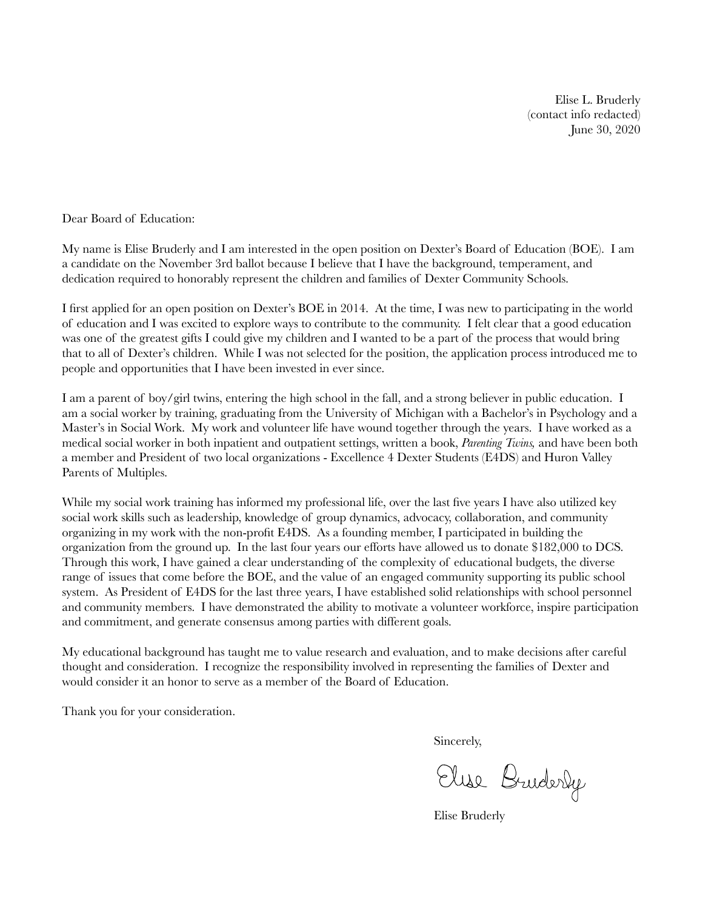Elise L. Bruderly
(contact info redacted)
June 30, 2020

Dear Board of Education:

My name is Elise Bruderly and I am interested in the open position on Dexter's Board of Education (BOE). I am a candidate on the November 3rd ballot because I believe that I have the background, temperament, and dedication required to honorably represent the children and families of Dexter Community Schools.

I first applied for an open position on Dexter's BOE in 2014. At the time, I was new to participating in the world of education and I was excited to explore ways to contribute to the community. I felt clear that a good education was one of the greatest gifts I could give my children and I wanted to be a part of the process that would bring that to all of Dexter's children. While I was not selected for the position, the application process introduced me to people and opportunities that I have been invested in ever since.

I am a parent of boy/girl twins, entering the high school in the fall, and a strong believer in public education. I am a social worker by training, graduating from the University of Michigan with a Bachelor's in Psychology and a Master's in Social Work. My work and volunteer life have wound together through the years. I have worked as a medical social worker in both inpatient and outpatient settings, written a book, *Parenting Twins,* and have been both a member and President of two local organizations - Excellence 4 Dexter Students (E4DS) and Huron Valley Parents of Multiples.

While my social work training has informed my professional life, over the last five years I have also utilized key social work skills such as leadership, knowledge of group dynamics, advocacy, collaboration, and community organizing in my work with the non-profit E4DS. As a founding member, I participated in building the organization from the ground up. In the last four years our efforts have allowed us to donate $182,000 to DCS. Through this work, I have gained a clear understanding of the complexity of educational budgets, the diverse range of issues that come before the BOE, and the value of an engaged community supporting its public school system. As President of E4DS for the last three years, I have established solid relationships with school personnel and community members. I have demonstrated the ability to motivate a volunteer workforce, inspire participation and commitment, and generate consensus among parties with different goals.

My educational background has taught me to value research and evaluation, and to make decisions after careful thought and consideration. I recognize the responsibility involved in representing the families of Dexter and would consider it an honor to serve as a member of the Board of Education.

Thank you for your consideration.

Sincerely,

Elise Bruderly

Elise Bruderly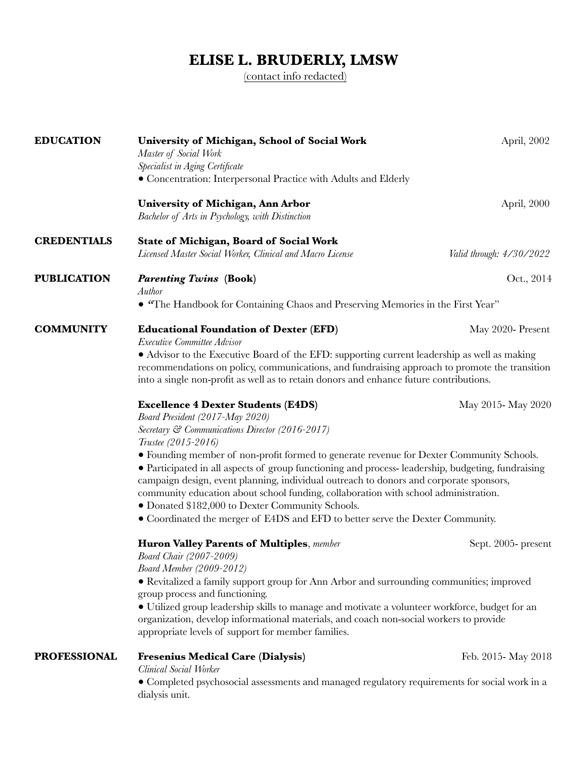# ELISE L. BRUDERLY, LMSW

(contact info redacted)

## EDUCATION

**University of Michigan, School of Social Work** — April, 2002

*Master of Social Work*

*Specialist in Aging Certificate*

- Concentration: Interpersonal Practice with Adults and Elderly

**University of Michigan, Ann Arbor** — April, 2000

*Bachelor of Arts in Psychology, with Distinction*

## CREDENTIALS

**State of Michigan, Board of Social Work**

*Licensed Master Social Worker, Clinical and Macro License* — *Valid through: 4/30/2022*

## PUBLICATION

***Parenting Twins* (Book)** — Oct., 2014

*Author*

- "The Handbook for Containing Chaos and Preserving Memories in the First Year"

## COMMUNITY

**Educational Foundation of Dexter (EFD)** — May 2020- Present

*Executive Committee Advisor*

- Advisor to the Executive Board of the EFD: supporting current leadership as well as making recommendations on policy, communications, and fundraising approach to promote the transition into a single non-profit as well as to retain donors and enhance future contributions.

**Excellence 4 Dexter Students (E4DS)** — May 2015- May 2020

*Board President (2017-May 2020)*

*Secretary & Communications Director (2016-2017)*

*Trustee (2015-2016)*

- Founding member of non-profit formed to generate revenue for Dexter Community Schools.
- Participated in all aspects of group functioning and process- leadership, budgeting, fundraising campaign design, event planning, individual outreach to donors and corporate sponsors, community education about school funding, collaboration with school administration.
- Donated $182,000 to Dexter Community Schools.
- Coordinated the merger of E4DS and EFD to better serve the Dexter Community.

**Huron Valley Parents of Multiples**, *member* — Sept. 2005- present

*Board Chair (2007-2009)*

*Board Member (2009-2012)*

- Revitalized a family support group for Ann Arbor and surrounding communities; improved group process and functioning.
- Utilized group leadership skills to manage and motivate a volunteer workforce, budget for an organization, develop informational materials, and coach non-social workers to provide appropriate levels of support for member families.

## PROFESSIONAL

**Fresenius Medical Care (Dialysis)** — Feb. 2015- May 2018

*Clinical Social Worker*

- Completed psychosocial assessments and managed regulatory requirements for social work in a dialysis unit.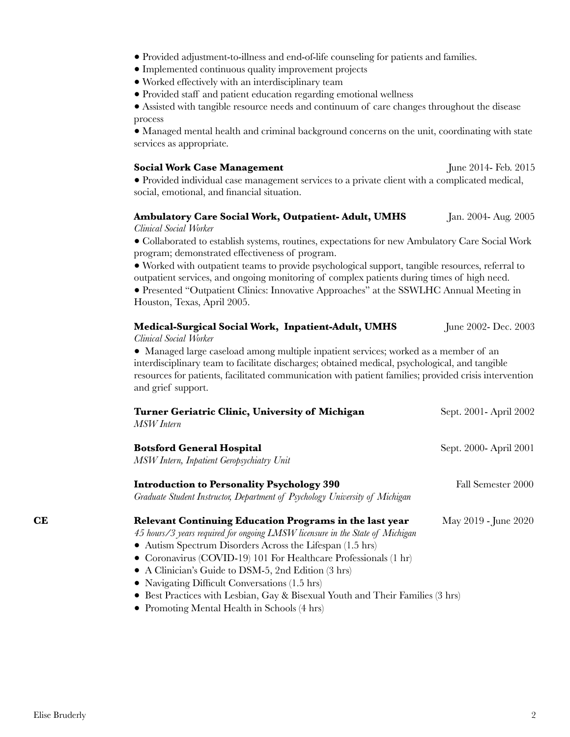- Provided adjustment-to-illness and end-of-life counseling for patients and families.
- Implemented continuous quality improvement projects
- Worked effectively with an interdisciplinary team
- Provided staff and patient education regarding emotional wellness
- Assisted with tangible resource needs and continuum of care changes throughout the disease process
- Managed mental health and criminal background concerns on the unit, coordinating with state services as appropriate.

**Social Work Case Management** June 2014- Feb. 2015

- Provided individual case management services to a private client with a complicated medical, social, emotional, and financial situation.

**Ambulatory Care Social Work, Outpatient- Adult, UMHS** Jan. 2004- Aug. 2005

*Clinical Social Worker*

- Collaborated to establish systems, routines, expectations for new Ambulatory Care Social Work program; demonstrated effectiveness of program.
- Worked with outpatient teams to provide psychological support, tangible resources, referral to outpatient services, and ongoing monitoring of complex patients during times of high need.
- Presented "Outpatient Clinics: Innovative Approaches" at the SSWLHC Annual Meeting in Houston, Texas, April 2005.

**Medical-Surgical Social Work, Inpatient-Adult, UMHS** June 2002- Dec. 2003

*Clinical Social Worker*

- Managed large caseload among multiple inpatient services; worked as a member of an interdisciplinary team to facilitate discharges; obtained medical, psychological, and tangible resources for patients, facilitated communication with patient families; provided crisis intervention and grief support.

**Turner Geriatric Clinic, University of Michigan** Sept. 2001- April 2002

*MSW Intern*

**Botsford General Hospital** Sept. 2000- April 2001

*MSW Intern, Inpatient Geropsychiatry Unit*

**Introduction to Personality Psychology 390** Fall Semester 2000

*Graduate Student Instructor, Department of Psychology University of Michigan*

**CE**

**Relevant Continuing Education Programs in the last year** May 2019 - June 2020

*45 hours/3 years required for ongoing LMSW licensure in the State of Michigan*

- Autism Spectrum Disorders Across the Lifespan (1.5 hrs)
- Coronavirus (COVID-19) 101 For Healthcare Professionals (1 hr)
- A Clinician's Guide to DSM-5, 2nd Edition (3 hrs)
- Navigating Difficult Conversations (1.5 hrs)
- Best Practices with Lesbian, Gay & Bisexual Youth and Their Families (3 hrs)
- Promoting Mental Health in Schools (4 hrs)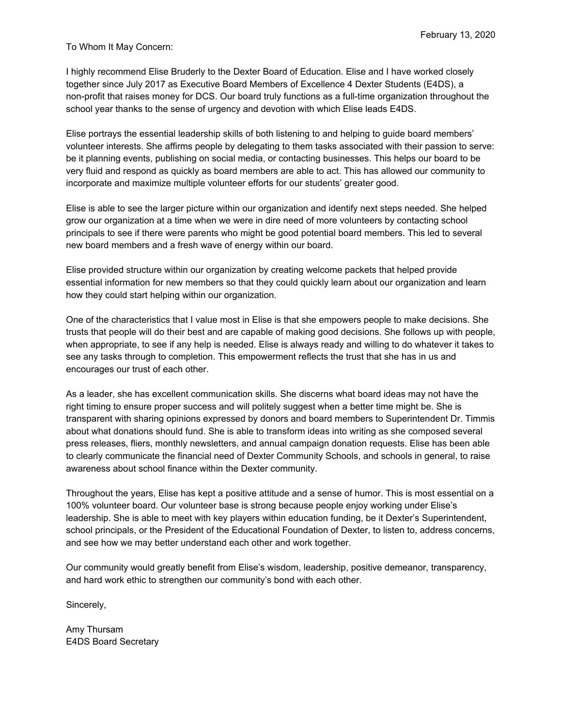February 13, 2020

To Whom It May Concern:

I highly recommend Elise Bruderly to the Dexter Board of Education. Elise and I have worked closely together since July 2017 as Executive Board Members of Excellence 4 Dexter Students (E4DS), a non-profit that raises money for DCS. Our board truly functions as a full-time organization throughout the school year thanks to the sense of urgency and devotion with which Elise leads E4DS.

Elise portrays the essential leadership skills of both listening to and helping to guide board members' volunteer interests. She affirms people by delegating to them tasks associated with their passion to serve: be it planning events, publishing on social media, or contacting businesses. This helps our board to be very fluid and respond as quickly as board members are able to act. This has allowed our community to incorporate and maximize multiple volunteer efforts for our students' greater good.

Elise is able to see the larger picture within our organization and identify next steps needed. She helped grow our organization at a time when we were in dire need of more volunteers by contacting school principals to see if there were parents who might be good potential board members. This led to several new board members and a fresh wave of energy within our board.

Elise provided structure within our organization by creating welcome packets that helped provide essential information for new members so that they could quickly learn about our organization and learn how they could start helping within our organization.

One of the characteristics that I value most in Elise is that she empowers people to make decisions. She trusts that people will do their best and are capable of making good decisions. She follows up with people, when appropriate, to see if any help is needed. Elise is always ready and willing to do whatever it takes to see any tasks through to completion. This empowerment reflects the trust that she has in us and encourages our trust of each other.

As a leader, she has excellent communication skills. She discerns what board ideas may not have the right timing to ensure proper success and will politely suggest when a better time might be. She is transparent with sharing opinions expressed by donors and board members to Superintendent Dr. Timmis about what donations should fund. She is able to transform ideas into writing as she composed several press releases, fliers, monthly newsletters, and annual campaign donation requests. Elise has been able to clearly communicate the financial need of Dexter Community Schools, and schools in general, to raise awareness about school finance within the Dexter community.

Throughout the years, Elise has kept a positive attitude and a sense of humor. This is most essential on a 100% volunteer board. Our volunteer base is strong because people enjoy working under Elise's leadership. She is able to meet with key players within education funding, be it Dexter's Superintendent, school principals, or the President of the Educational Foundation of Dexter, to listen to, address concerns, and see how we may better understand each other and work together.

Our community would greatly benefit from Elise's wisdom, leadership, positive demeanor, transparency, and hard work ethic to strengthen our community's bond with each other.

Sincerely,

Amy Thursam
E4DS Board Secretary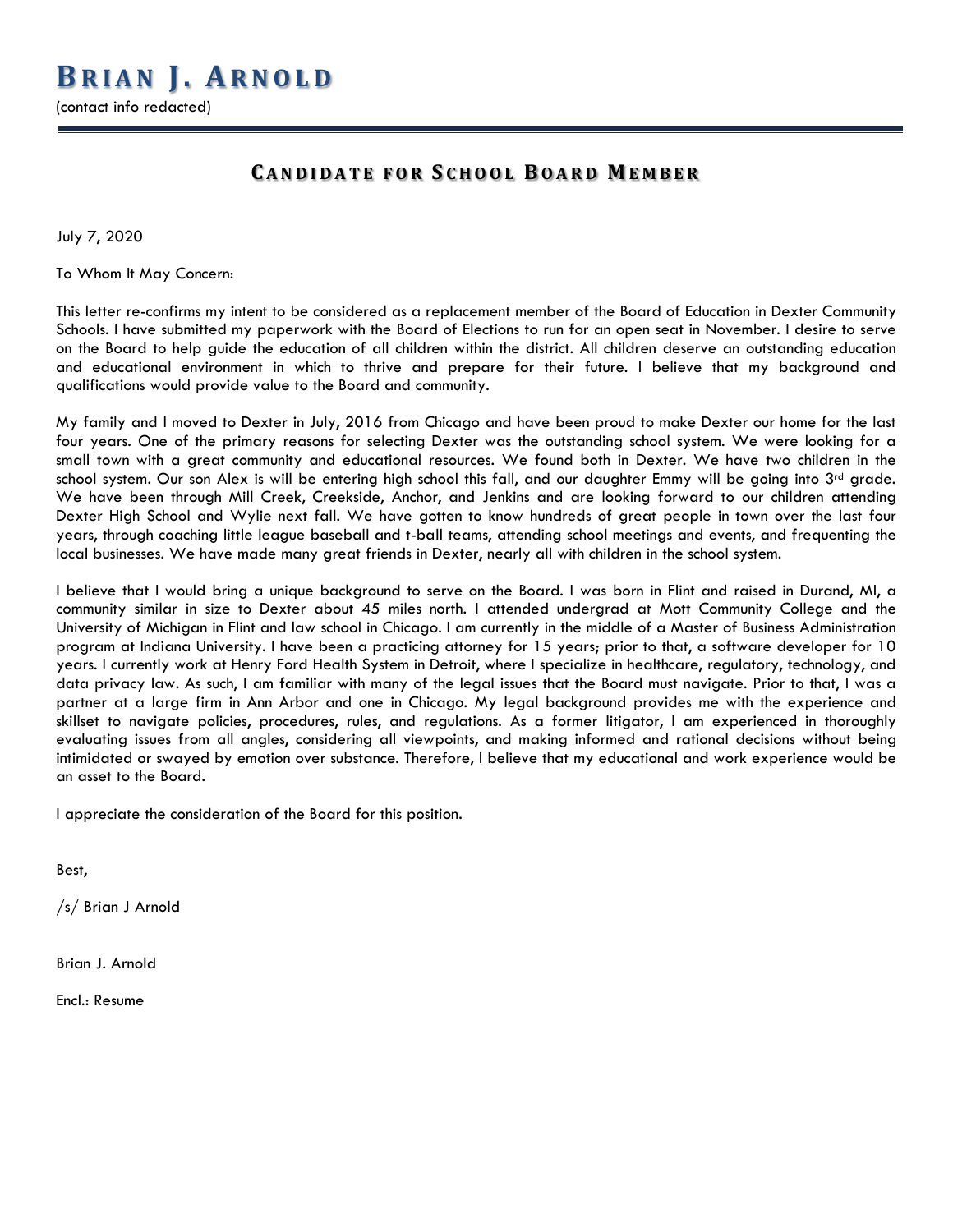# BRIAN J. ARNOLD

(contact info redacted)

## CANDIDATE FOR SCHOOL BOARD MEMBER

July 7, 2020

To Whom It May Concern:

This letter re-confirms my intent to be considered as a replacement member of the Board of Education in Dexter Community Schools. I have submitted my paperwork with the Board of Elections to run for an open seat in November. I desire to serve on the Board to help guide the education of all children within the district. All children deserve an outstanding education and educational environment in which to thrive and prepare for their future. I believe that my background and qualifications would provide value to the Board and community.

My family and I moved to Dexter in July, 2016 from Chicago and have been proud to make Dexter our home for the last four years. One of the primary reasons for selecting Dexter was the outstanding school system. We were looking for a small town with a great community and educational resources. We found both in Dexter. We have two children in the school system. Our son Alex is will be entering high school this fall, and our daughter Emmy will be going into 3rd grade. We have been through Mill Creek, Creekside, Anchor, and Jenkins and are looking forward to our children attending Dexter High School and Wylie next fall. We have gotten to know hundreds of great people in town over the last four years, through coaching little league baseball and t-ball teams, attending school meetings and events, and frequenting the local businesses. We have made many great friends in Dexter, nearly all with children in the school system.

I believe that I would bring a unique background to serve on the Board. I was born in Flint and raised in Durand, MI, a community similar in size to Dexter about 45 miles north. I attended undergrad at Mott Community College and the University of Michigan in Flint and law school in Chicago. I am currently in the middle of a Master of Business Administration program at Indiana University. I have been a practicing attorney for 15 years; prior to that, a software developer for 10 years. I currently work at Henry Ford Health System in Detroit, where I specialize in healthcare, regulatory, technology, and data privacy law. As such, I am familiar with many of the legal issues that the Board must navigate. Prior to that, I was a partner at a large firm in Ann Arbor and one in Chicago. My legal background provides me with the experience and skillset to navigate policies, procedures, rules, and regulations. As a former litigator, I am experienced in thoroughly evaluating issues from all angles, considering all viewpoints, and making informed and rational decisions without being intimidated or swayed by emotion over substance. Therefore, I believe that my educational and work experience would be an asset to the Board.

I appreciate the consideration of the Board for this position.

Best,

/s/ Brian J Arnold

Brian J. Arnold

Encl.: Resume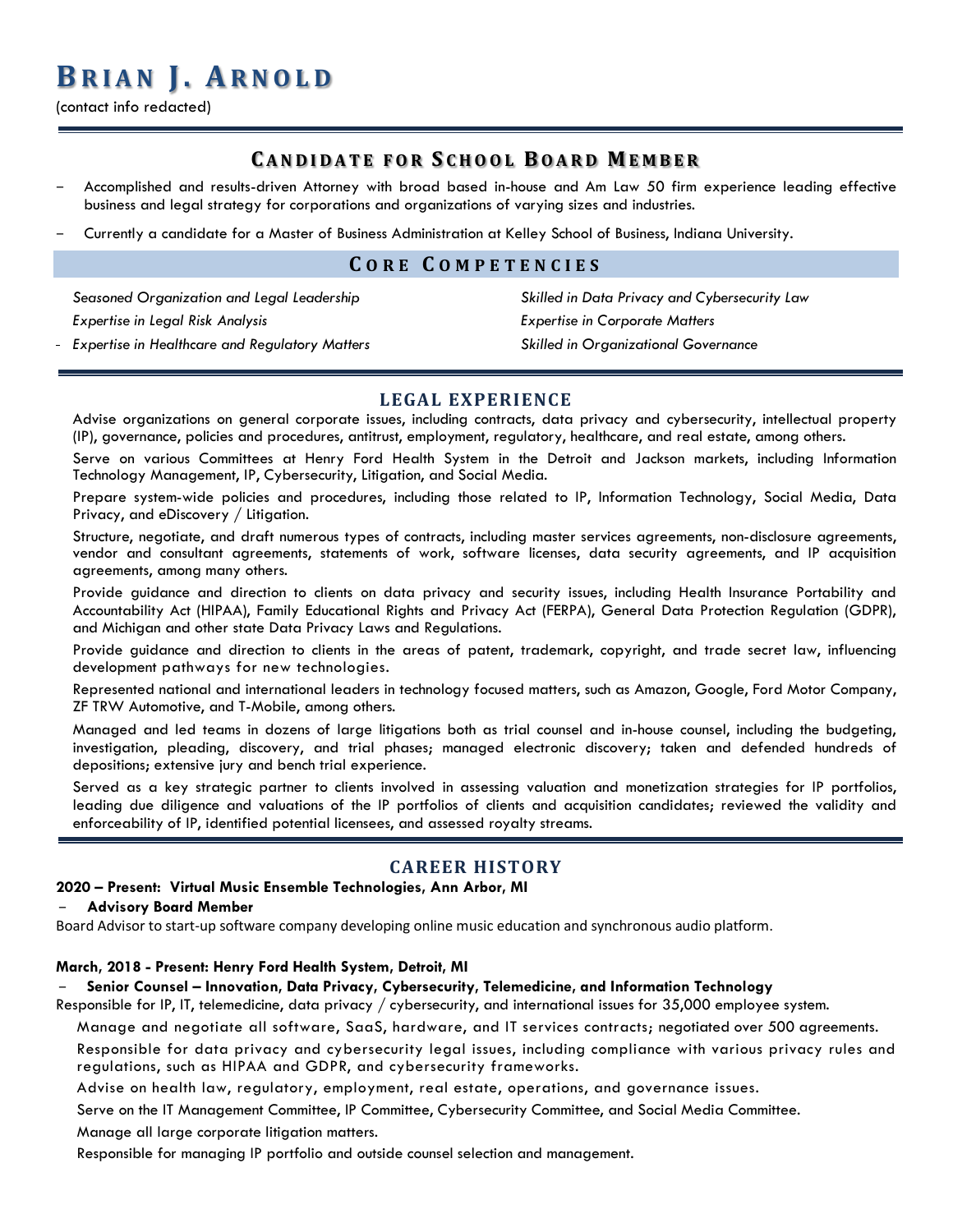# BRIAN J. ARNOLD

(contact info redacted)

## CANDIDATE FOR SCHOOL BOARD MEMBER

- Accomplished and results-driven Attorney with broad based in-house and Am Law 50 firm experience leading effective business and legal strategy for corporations and organizations of varying sizes and industries.
- Currently a candidate for a Master of Business Administration at Kelley School of Business, Indiana University.

## CORE COMPETENCIES

*Seasoned Organization and Legal Leadership*

*Expertise in Legal Risk Analysis*

- *Expertise in Healthcare and Regulatory Matters*

*Skilled in Data Privacy and Cybersecurity Law*

*Expertise in Corporate Matters*

*Skilled in Organizational Governance*

## LEGAL EXPERIENCE

Advise organizations on general corporate issues, including contracts, data privacy and cybersecurity, intellectual property (IP), governance, policies and procedures, antitrust, employment, regulatory, healthcare, and real estate, among others.

Serve on various Committees at Henry Ford Health System in the Detroit and Jackson markets, including Information Technology Management, IP, Cybersecurity, Litigation, and Social Media.

Prepare system-wide policies and procedures, including those related to IP, Information Technology, Social Media, Data Privacy, and eDiscovery / Litigation.

Structure, negotiate, and draft numerous types of contracts, including master services agreements, non-disclosure agreements, vendor and consultant agreements, statements of work, software licenses, data security agreements, and IP acquisition agreements, among many others.

Provide guidance and direction to clients on data privacy and security issues, including Health Insurance Portability and Accountability Act (HIPAA), Family Educational Rights and Privacy Act (FERPA), General Data Protection Regulation (GDPR), and Michigan and other state Data Privacy Laws and Regulations.

Provide guidance and direction to clients in the areas of patent, trademark, copyright, and trade secret law, influencing development pathways for new technologies.

Represented national and international leaders in technology focused matters, such as Amazon, Google, Ford Motor Company, ZF TRW Automotive, and T-Mobile, among others.

Managed and led teams in dozens of large litigations both as trial counsel and in-house counsel, including the budgeting, investigation, pleading, discovery, and trial phases; managed electronic discovery; taken and defended hundreds of depositions; extensive jury and bench trial experience.

Served as a key strategic partner to clients involved in assessing valuation and monetization strategies for IP portfolios, leading due diligence and valuations of the IP portfolios of clients and acquisition candidates; reviewed the validity and enforceability of IP, identified potential licensees, and assessed royalty streams.

## CAREER HISTORY

**2020 – Present: Virtual Music Ensemble Technologies, Ann Arbor, MI**

- **Advisory Board Member**

Board Advisor to start-up software company developing online music education and synchronous audio platform.

**March, 2018 - Present: Henry Ford Health System, Detroit, MI**

- **Senior Counsel – Innovation, Data Privacy, Cybersecurity, Telemedicine, and Information Technology**

Responsible for IP, IT, telemedicine, data privacy / cybersecurity, and international issues for 35,000 employee system.

Manage and negotiate all software, SaaS, hardware, and IT services contracts; negotiated over 500 agreements.

Responsible for data privacy and cybersecurity legal issues, including compliance with various privacy rules and regulations, such as HIPAA and GDPR, and cybersecurity frameworks.

Advise on health law, regulatory, employment, real estate, operations, and governance issues.

Serve on the IT Management Committee, IP Committee, Cybersecurity Committee, and Social Media Committee.

Manage all large corporate litigation matters.

Responsible for managing IP portfolio and outside counsel selection and management.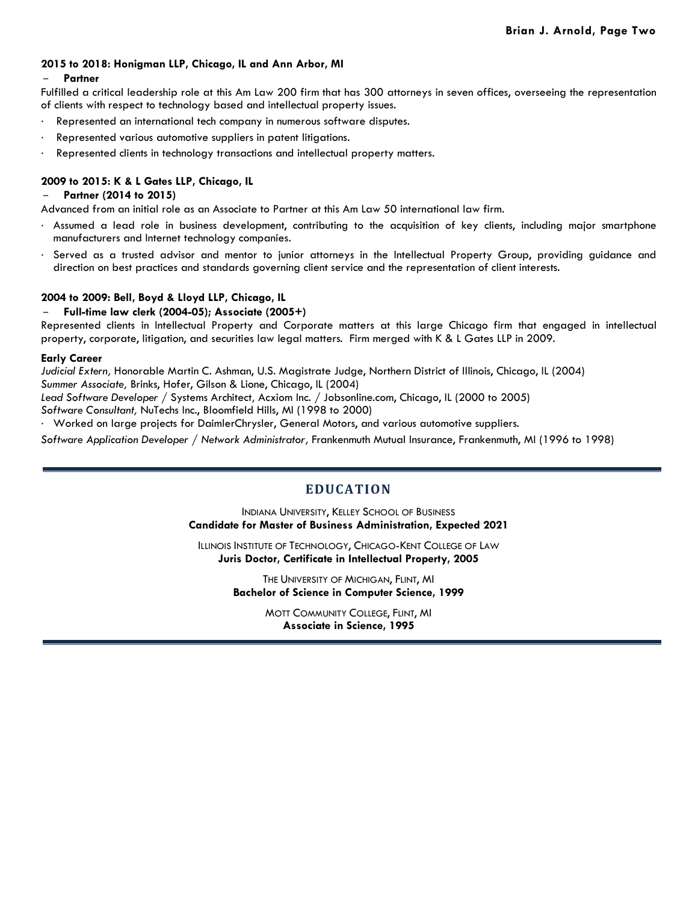**2015 to 2018: Honigman LLP, Chicago, IL and Ann Arbor, MI**

- **Partner**

Fulfilled a critical leadership role at this Am Law 200 firm that has 300 attorneys in seven offices, overseeing the representation of clients with respect to technology based and intellectual property issues.

- Represented an international tech company in numerous software disputes.
- Represented various automotive suppliers in patent litigations.
- Represented clients in technology transactions and intellectual property matters.

**2009 to 2015: K & L Gates LLP, Chicago, IL**

- **Partner (2014 to 2015)**

Advanced from an initial role as an Associate to Partner at this Am Law 50 international law firm.

- Assumed a lead role in business development, contributing to the acquisition of key clients, including major smartphone manufacturers and Internet technology companies.
- Served as a trusted advisor and mentor to junior attorneys in the Intellectual Property Group, providing guidance and direction on best practices and standards governing client service and the representation of client interests.

**2004 to 2009: Bell, Boyd & Lloyd LLP, Chicago, IL**

- **Full-time law clerk (2004-05); Associate (2005+)**

Represented clients in Intellectual Property and Corporate matters at this large Chicago firm that engaged in intellectual property, corporate, litigation, and securities law legal matters. Firm merged with K & L Gates LLP in 2009.

**Early Career**

*Judicial Extern,* Honorable Martin C. Ashman, U.S. Magistrate Judge, Northern District of Illinois, Chicago, IL (2004)
*Summer Associate,* Brinks, Hofer, Gilson & Lione, Chicago, IL (2004)
*Lead Software Developer* / Systems Architect, Acxiom Inc. / Jobsonline.com, Chicago, IL (2000 to 2005)
*Software Consultant,* NuTechs Inc., Bloomfield Hills, MI (1998 to 2000)

- Worked on large projects for DaimlerChrysler, General Motors, and various automotive suppliers.

*Software Application Developer / Network Administrator,* Frankenmuth Mutual Insurance, Frankenmuth, MI (1996 to 1998)

## EDUCATION

INDIANA UNIVERSITY, KELLEY SCHOOL OF BUSINESS
**Candidate for Master of Business Administration, Expected 2021**

ILLINOIS INSTITUTE OF TECHNOLOGY, CHICAGO-KENT COLLEGE OF LAW
**Juris Doctor, Certificate in Intellectual Property, 2005**

THE UNIVERSITY OF MICHIGAN, FLINT, MI
**Bachelor of Science in Computer Science, 1999**

MOTT COMMUNITY COLLEGE, FLINT, MI
**Associate in Science, 1995**